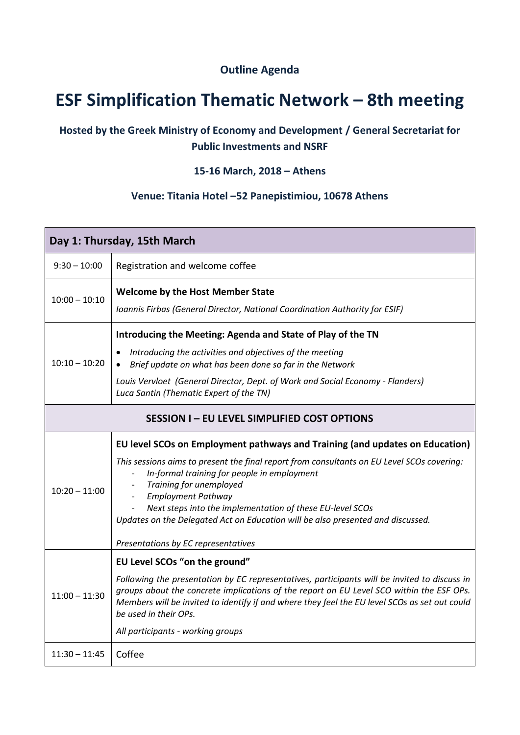**Outline Agenda**

# ESF Simplification Thematic Network – 8th meeting

### Hosted by the Greek Ministry of Economy and Development / General Secretariat for Public Investments and NSRF

### 15-16 March, 2018 – Athens

### Venue: Titania Hotel –52 Panepistimiou, 10678 Athens

| Day 1: Thursday, 15th March | |
|---|---|
| 9:30 – 10:00 | Registration and welcome coffee |
| 10:00 – 10:10 | **Welcome by the Host Member State**<br>*Ioannis Firbas (General Director, National Coordination Authority for ESIF)* |
| 10:10 – 10:20 | **Introducing the Meeting: Agenda and State of Play of the TN**<br>• *Introducing the activities and objectives of the meeting*<br>• *Brief update on what has been done so far in the Network*<br>*Louis Vervloet (General Director, Dept. of Work and Social Economy - Flanders)*<br>*Luca Santin (Thematic Expert of the TN)* |
| **SESSION I – EU LEVEL SIMPLIFIED COST OPTIONS** | |
| 10:20 – 11:00 | **EU level SCOs on Employment pathways and Training (and updates on Education)**<br>*This sessions aims to present the final report from consultants on EU Level SCOs covering:*<br>- *In-formal training for people in employment*<br>- *Training for unemployed*<br>- *Employment Pathway*<br>- *Next steps into the implementation of these EU-level SCOs*<br>*Updates on the Delegated Act on Education will be also presented and discussed.*<br>*Presentations by EC representatives* |
| 11:00 – 11:30 | **EU Level SCOs "on the ground"**<br>*Following the presentation by EC representatives, participants will be invited to discuss in groups about the concrete implications of the report on EU Level SCO within the ESF OPs. Members will be invited to identify if and where they feel the EU level SCOs as set out could be used in their OPs.*<br>*All participants - working groups* |
| 11:30 – 11:45 | Coffee |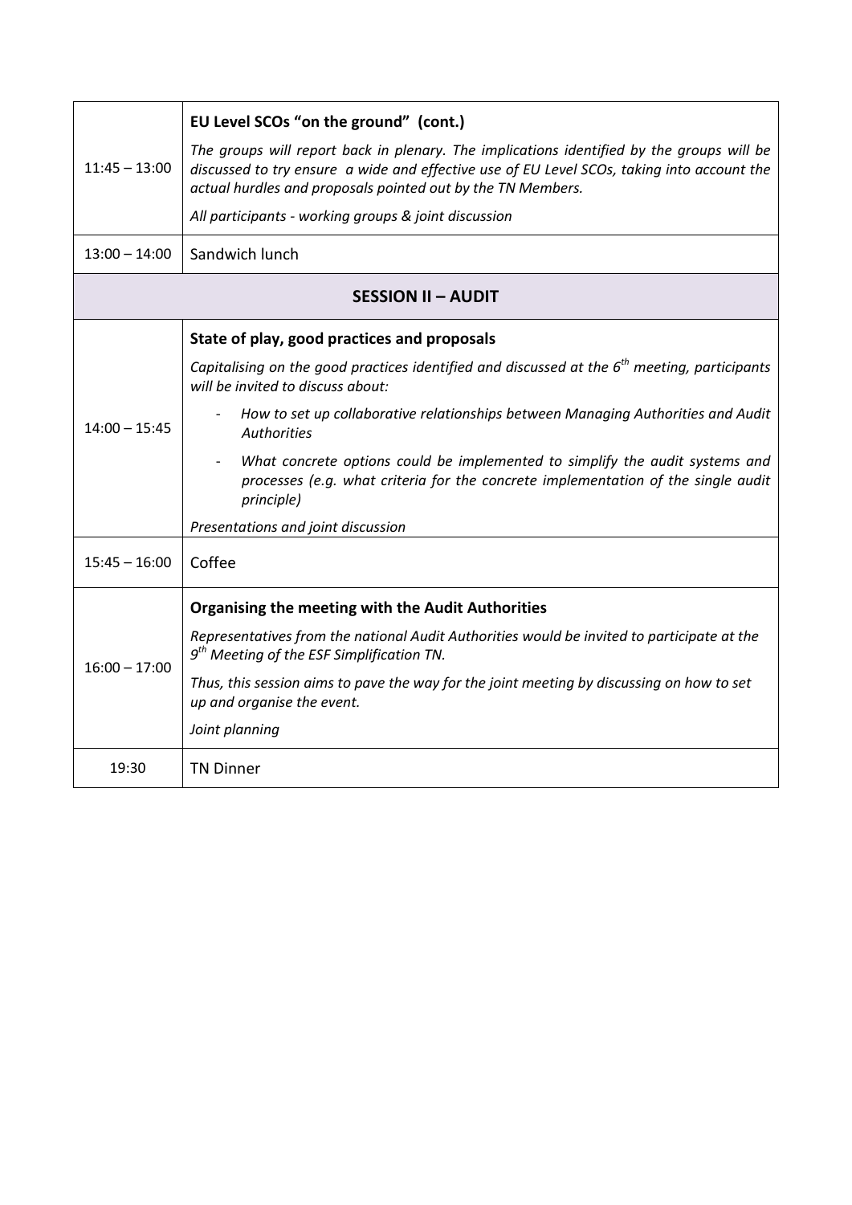| | |
|---|---|
| 11:45 – 13:00 | **EU Level SCOs "on the ground" (cont.)**<br>*The groups will report back in plenary. The implications identified by the groups will be discussed to try ensure a wide and effective use of EU Level SCOs, taking into account the actual hurdles and proposals pointed out by the TN Members.*<br>*All participants - working groups & joint discussion* |
| 13:00 – 14:00 | Sandwich lunch |
| **SESSION II – AUDIT** | |
| 14:00 – 15:45 | **State of play, good practices and proposals**<br>*Capitalising on the good practices identified and discussed at the 6th meeting, participants will be invited to discuss about:*<br>- *How to set up collaborative relationships between Managing Authorities and Audit Authorities*<br>- *What concrete options could be implemented to simplify the audit systems and processes (e.g. what criteria for the concrete implementation of the single audit principle)*<br>*Presentations and joint discussion* |
| 15:45 – 16:00 | Coffee |
| 16:00 – 17:00 | **Organising the meeting with the Audit Authorities**<br>*Representatives from the national Audit Authorities would be invited to participate at the 9th Meeting of the ESF Simplification TN.*<br>*Thus, this session aims to pave the way for the joint meeting by discussing on how to set up and organise the event.*<br>*Joint planning* |
| 19:30 | TN Dinner |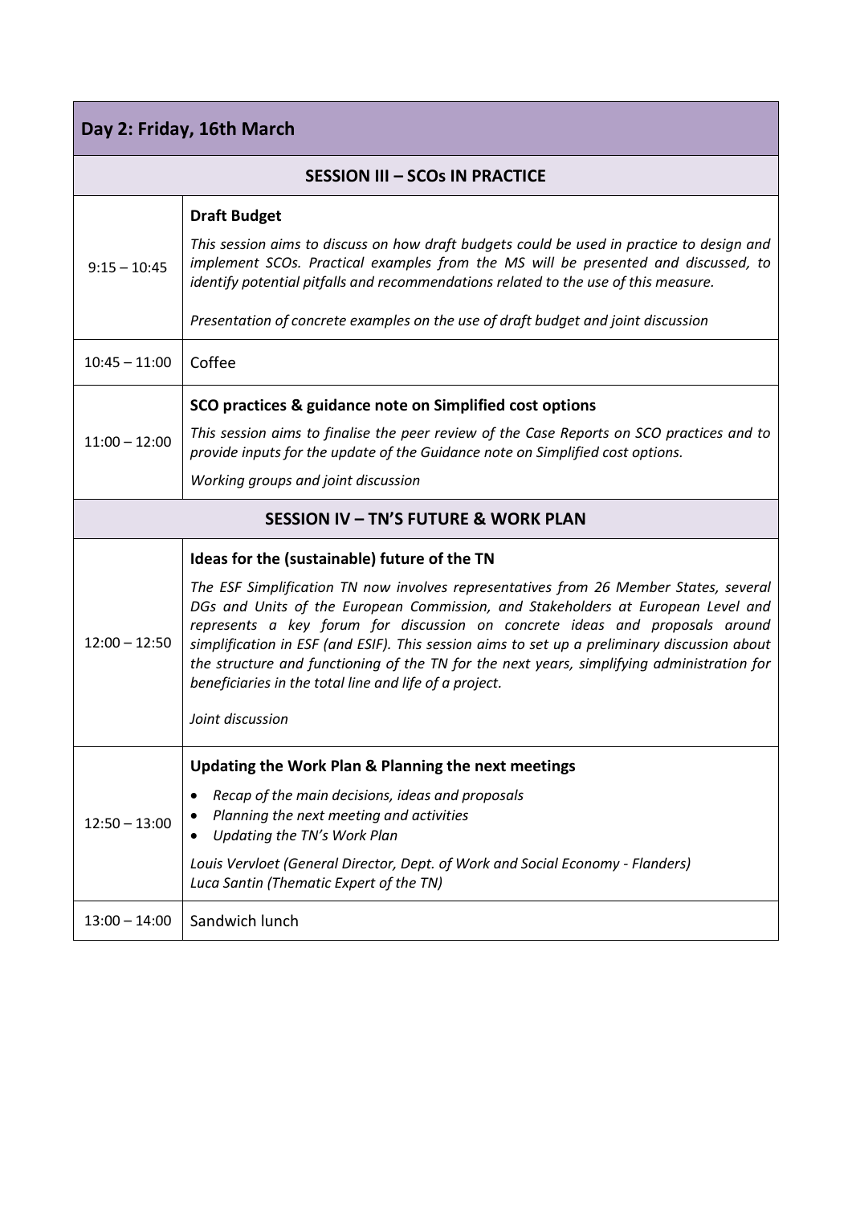| Day 2: Friday, 16th March | |
|---|---|
| **SESSION III – SCOs IN PRACTICE** | |
| 9:15 – 10:45 | **Draft Budget**<br>*This session aims to discuss on how draft budgets could be used in practice to design and implement SCOs. Practical examples from the MS will be presented and discussed, to identify potential pitfalls and recommendations related to the use of this measure.*<br>*Presentation of concrete examples on the use of draft budget and joint discussion* |
| 10:45 – 11:00 | Coffee |
| 11:00 – 12:00 | **SCO practices & guidance note on Simplified cost options**<br>*This session aims to finalise the peer review of the Case Reports on SCO practices and to provide inputs for the update of the Guidance note on Simplified cost options.*<br>*Working groups and joint discussion* |
| **SESSION IV – TN'S FUTURE & WORK PLAN** | |
| 12:00 – 12:50 | **Ideas for the (sustainable) future of the TN**<br>*The ESF Simplification TN now involves representatives from 26 Member States, several DGs and Units of the European Commission, and Stakeholders at European Level and represents a key forum for discussion on concrete ideas and proposals around simplification in ESF (and ESIF). This session aims to set up a preliminary discussion about the structure and functioning of the TN for the next years, simplifying administration for beneficiaries in the total line and life of a project.*<br>*Joint discussion* |
| 12:50 – 13:00 | **Updating the Work Plan & Planning the next meetings**<br>• *Recap of the main decisions, ideas and proposals*<br>• *Planning the next meeting and activities*<br>• *Updating the TN's Work Plan*<br>*Louis Vervloet (General Director, Dept. of Work and Social Economy - Flanders)*<br>*Luca Santin (Thematic Expert of the TN)* |
| 13:00 – 14:00 | Sandwich lunch |